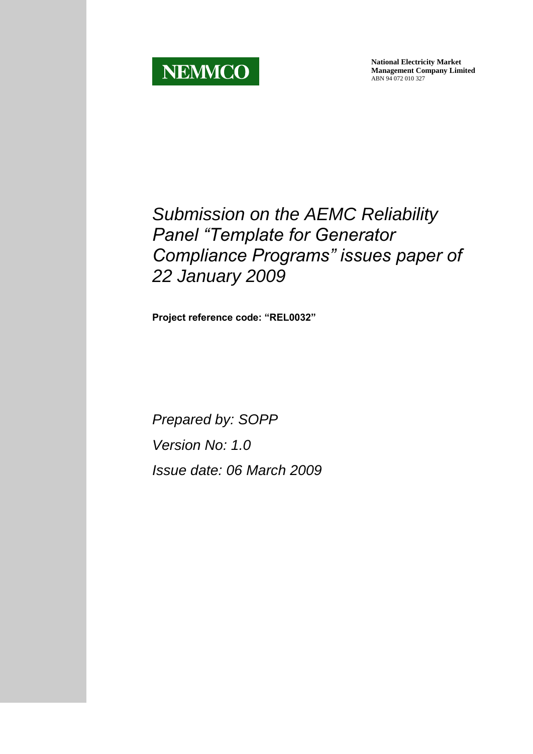**NEMMCO**

**National Electricity Market Management Company Limited**
ABN 94 072 010 327

# *Submission on the AEMC Reliability Panel "Template for Generator Compliance Programs" issues paper of 22 January 2009*

**Project reference code: "REL0032"**

*Prepared by: SOPP*

*Version No: 1.0*

*Issue date: 06 March 2009*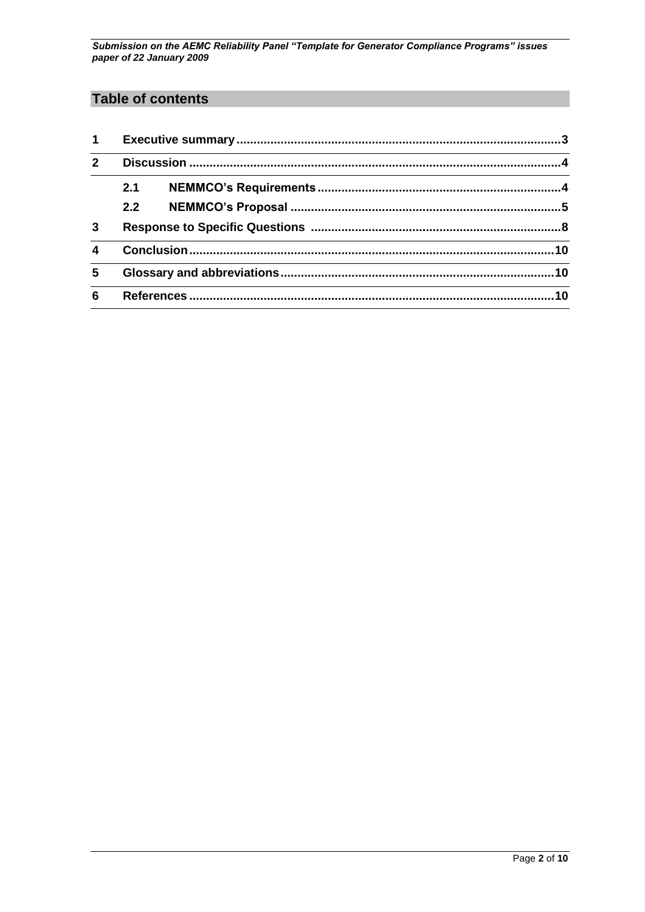# Table of contents

| | | | |
|---|---|---|---|
| 1 | Executive summary | | 3 |
| 2 | Discussion | | 4 |
| | 2.1 | NEMMCO's Requirements | 4 |
| | 2.2 | NEMMCO's Proposal | 5 |
| 3 | Response to Specific Questions | | 8 |
| 4 | Conclusion | | 10 |
| 5 | Glossary and abbreviations | | 10 |
| 6 | References | | 10 |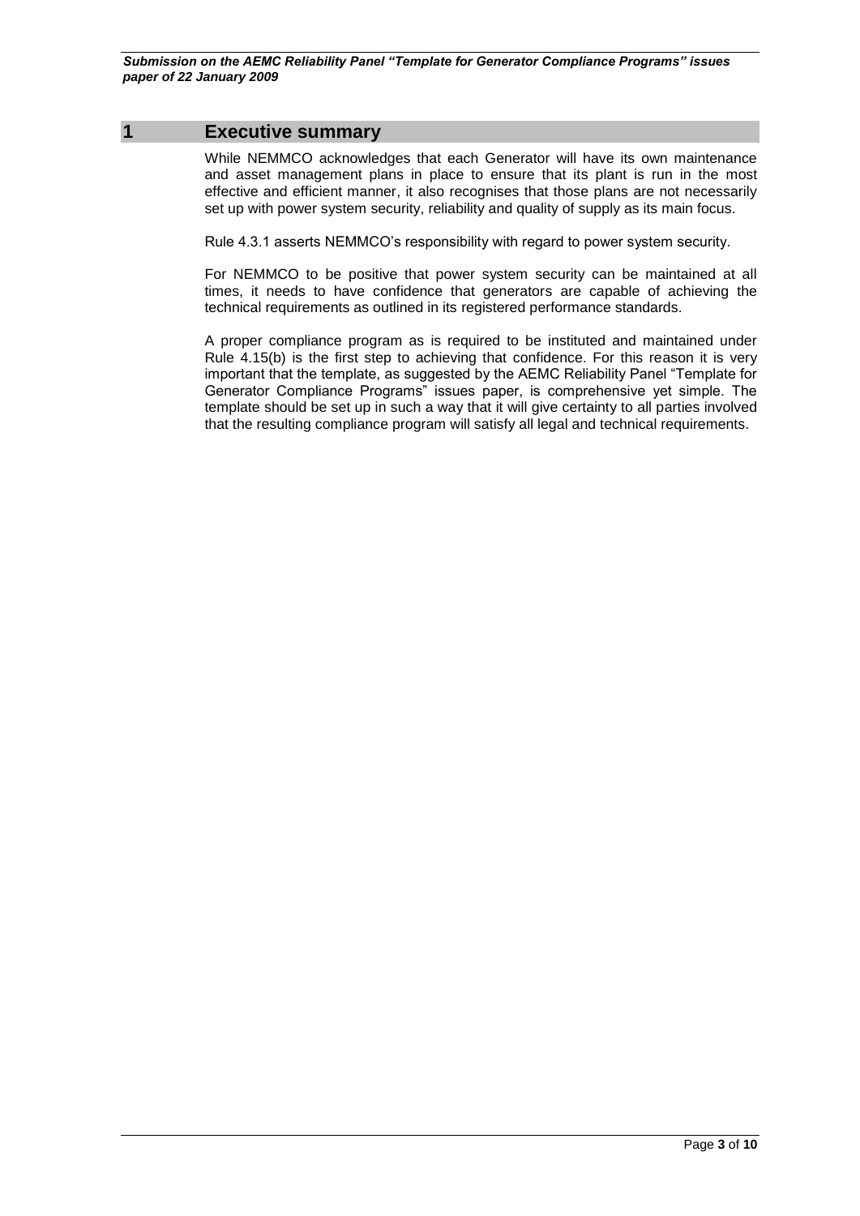# 1 Executive summary

While NEMMCO acknowledges that each Generator will have its own maintenance and asset management plans in place to ensure that its plant is run in the most effective and efficient manner, it also recognises that those plans are not necessarily set up with power system security, reliability and quality of supply as its main focus.

Rule 4.3.1 asserts NEMMCO's responsibility with regard to power system security.

For NEMMCO to be positive that power system security can be maintained at all times, it needs to have confidence that generators are capable of achieving the technical requirements as outlined in its registered performance standards.

A proper compliance program as is required to be instituted and maintained under Rule 4.15(b) is the first step to achieving that confidence. For this reason it is very important that the template, as suggested by the AEMC Reliability Panel "Template for Generator Compliance Programs" issues paper, is comprehensive yet simple. The template should be set up in such a way that it will give certainty to all parties involved that the resulting compliance program will satisfy all legal and technical requirements.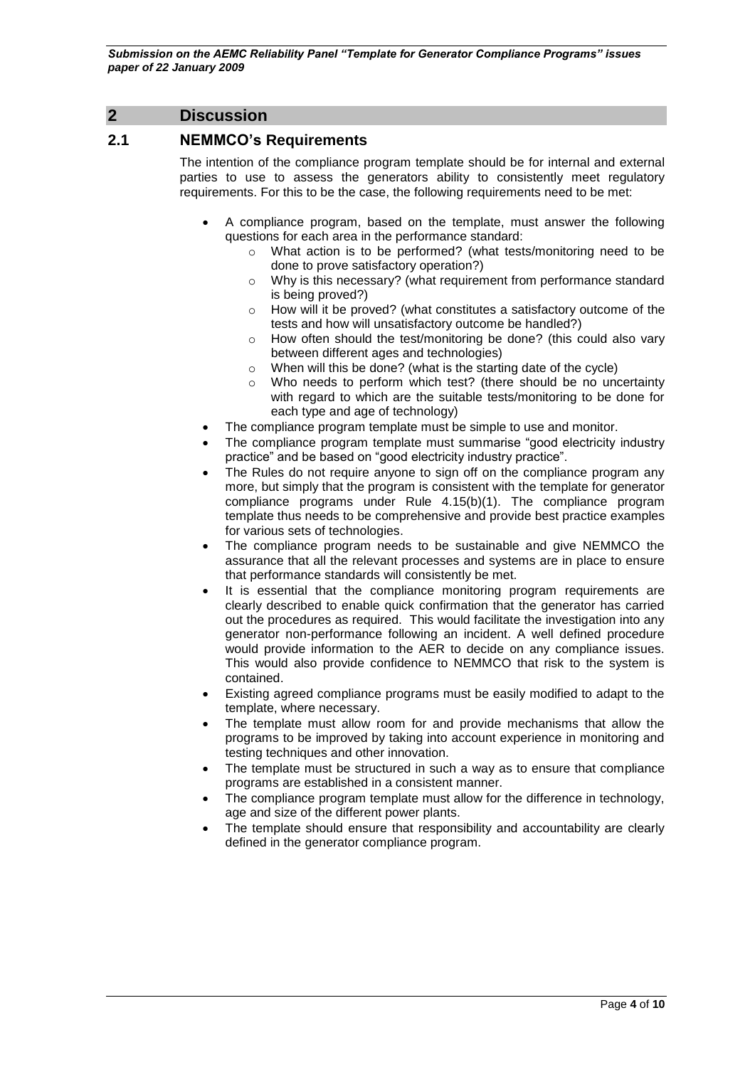## 2 Discussion

### 2.1 NEMMCO's Requirements

The intention of the compliance program template should be for internal and external parties to use to assess the generators ability to consistently meet regulatory requirements. For this to be the case, the following requirements need to be met:

- A compliance program, based on the template, must answer the following questions for each area in the performance standard:
  - What action is to be performed? (what tests/monitoring need to be done to prove satisfactory operation?)
  - Why is this necessary? (what requirement from performance standard is being proved?)
  - How will it be proved? (what constitutes a satisfactory outcome of the tests and how will unsatisfactory outcome be handled?)
  - How often should the test/monitoring be done? (this could also vary between different ages and technologies)
  - When will this be done? (what is the starting date of the cycle)
  - Who needs to perform which test? (there should be no uncertainty with regard to which are the suitable tests/monitoring to be done for each type and age of technology)
- The compliance program template must be simple to use and monitor.
- The compliance program template must summarise "good electricity industry practice" and be based on "good electricity industry practice".
- The Rules do not require anyone to sign off on the compliance program any more, but simply that the program is consistent with the template for generator compliance programs under Rule 4.15(b)(1). The compliance program template thus needs to be comprehensive and provide best practice examples for various sets of technologies.
- The compliance program needs to be sustainable and give NEMMCO the assurance that all the relevant processes and systems are in place to ensure that performance standards will consistently be met.
- It is essential that the compliance monitoring program requirements are clearly described to enable quick confirmation that the generator has carried out the procedures as required. This would facilitate the investigation into any generator non-performance following an incident. A well defined procedure would provide information to the AER to decide on any compliance issues. This would also provide confidence to NEMMCO that risk to the system is contained.
- Existing agreed compliance programs must be easily modified to adapt to the template, where necessary.
- The template must allow room for and provide mechanisms that allow the programs to be improved by taking into account experience in monitoring and testing techniques and other innovation.
- The template must be structured in such a way as to ensure that compliance programs are established in a consistent manner.
- The compliance program template must allow for the difference in technology, age and size of the different power plants.
- The template should ensure that responsibility and accountability are clearly defined in the generator compliance program.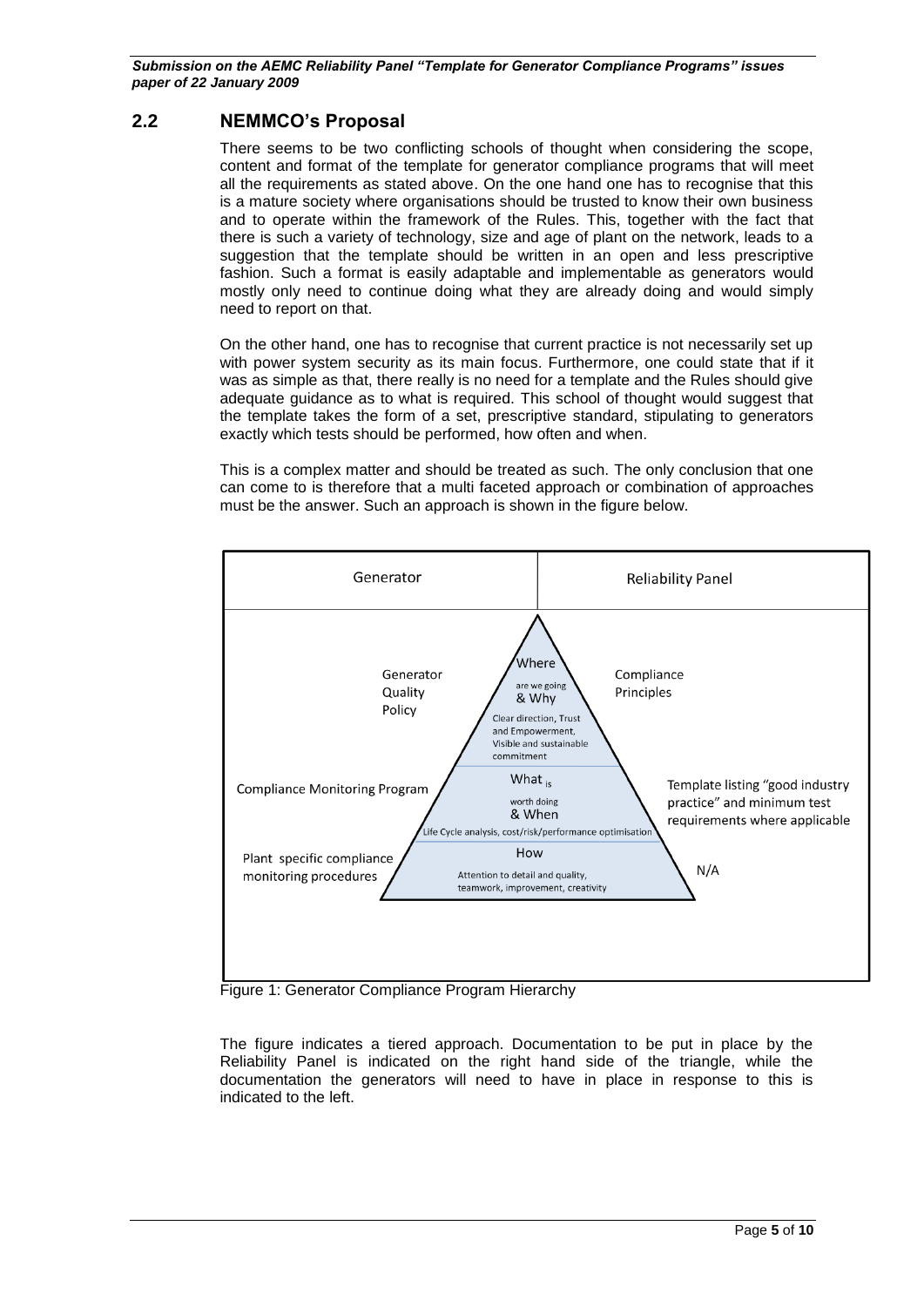## 2.2 NEMMCO's Proposal

There seems to be two conflicting schools of thought when considering the scope, content and format of the template for generator compliance programs that will meet all the requirements as stated above. On the one hand one has to recognise that this is a mature society where organisations should be trusted to know their own business and to operate within the framework of the Rules. This, together with the fact that there is such a variety of technology, size and age of plant on the network, leads to a suggestion that the template should be written in an open and less prescriptive fashion. Such a format is easily adaptable and implementable as generators would mostly only need to continue doing what they are already doing and would simply need to report on that.

On the other hand, one has to recognise that current practice is not necessarily set up with power system security as its main focus. Furthermore, one could state that if it was as simple as that, there really is no need for a template and the Rules should give adequate guidance as to what is required. This school of thought would suggest that the template takes the form of a set, prescriptive standard, stipulating to generators exactly which tests should be performed, how often and when.

This is a complex matter and should be treated as such. The only conclusion that one can come to is therefore that a multi faceted approach or combination of approaches must be the answer. Such an approach is shown in the figure below.

| Generator | | Reliability Panel |
|---|---|---|
| Generator Quality Policy | **Where** are we going & Why<br>Clear direction, Trust and Empowerment, Visible and sustainable commitment | Compliance Principles |
| Compliance Monitoring Program | **What** is worth doing & When<br>Life Cycle analysis, cost/risk/performance optimisation | Template listing "good industry practice" and minimum test requirements where applicable |
| Plant specific compliance monitoring procedures | **How**<br>Attention to detail and quality, teamwork, improvement, creativity | N/A |

Figure 1: Generator Compliance Program Hierarchy

The figure indicates a tiered approach. Documentation to be put in place by the Reliability Panel is indicated on the right hand side of the triangle, while the documentation the generators will need to have in place in response to this is indicated to the left.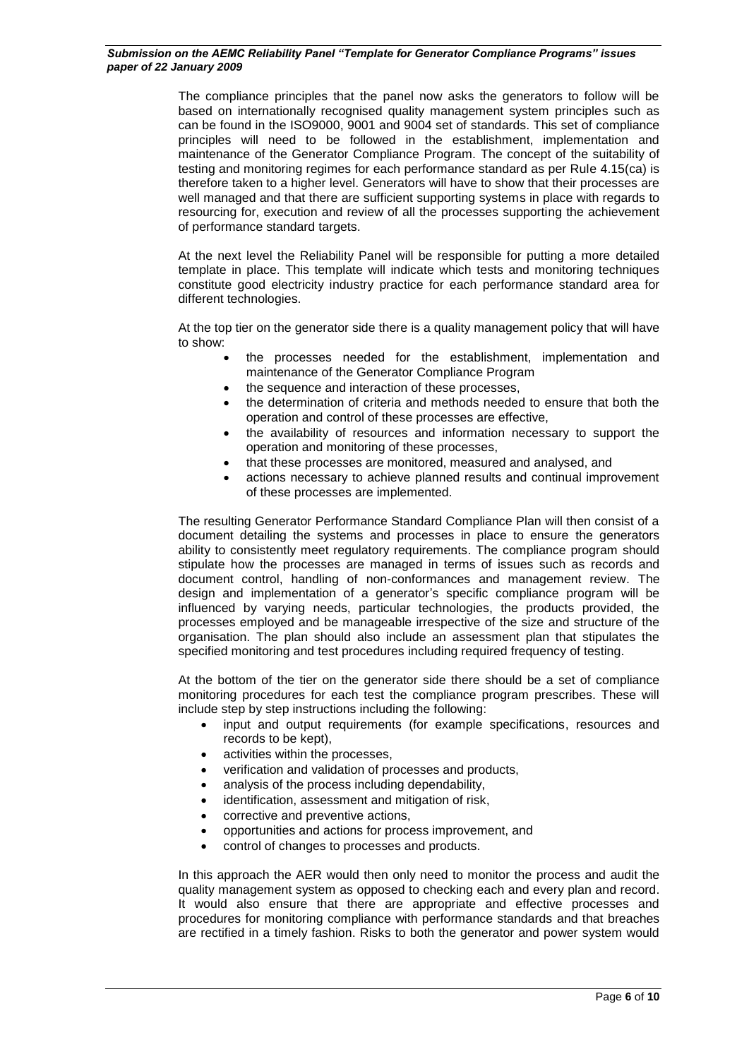The compliance principles that the panel now asks the generators to follow will be based on internationally recognised quality management system principles such as can be found in the ISO9000, 9001 and 9004 set of standards. This set of compliance principles will need to be followed in the establishment, implementation and maintenance of the Generator Compliance Program. The concept of the suitability of testing and monitoring regimes for each performance standard as per Rule 4.15(ca) is therefore taken to a higher level. Generators will have to show that their processes are well managed and that there are sufficient supporting systems in place with regards to resourcing for, execution and review of all the processes supporting the achievement of performance standard targets.

At the next level the Reliability Panel will be responsible for putting a more detailed template in place. This template will indicate which tests and monitoring techniques constitute good electricity industry practice for each performance standard area for different technologies.

At the top tier on the generator side there is a quality management policy that will have to show:

- the processes needed for the establishment, implementation and maintenance of the Generator Compliance Program
- the sequence and interaction of these processes,
- the determination of criteria and methods needed to ensure that both the operation and control of these processes are effective,
- the availability of resources and information necessary to support the operation and monitoring of these processes,
- that these processes are monitored, measured and analysed, and
- actions necessary to achieve planned results and continual improvement of these processes are implemented.

The resulting Generator Performance Standard Compliance Plan will then consist of a document detailing the systems and processes in place to ensure the generators ability to consistently meet regulatory requirements. The compliance program should stipulate how the processes are managed in terms of issues such as records and document control, handling of non-conformances and management review. The design and implementation of a generator's specific compliance program will be influenced by varying needs, particular technologies, the products provided, the processes employed and be manageable irrespective of the size and structure of the organisation. The plan should also include an assessment plan that stipulates the specified monitoring and test procedures including required frequency of testing.

At the bottom of the tier on the generator side there should be a set of compliance monitoring procedures for each test the compliance program prescribes. These will include step by step instructions including the following:

- input and output requirements (for example specifications, resources and records to be kept),
- activities within the processes,
- verification and validation of processes and products,
- analysis of the process including dependability,
- identification, assessment and mitigation of risk,
- corrective and preventive actions,
- opportunities and actions for process improvement, and
- control of changes to processes and products.

In this approach the AER would then only need to monitor the process and audit the quality management system as opposed to checking each and every plan and record. It would also ensure that there are appropriate and effective processes and procedures for monitoring compliance with performance standards and that breaches are rectified in a timely fashion. Risks to both the generator and power system would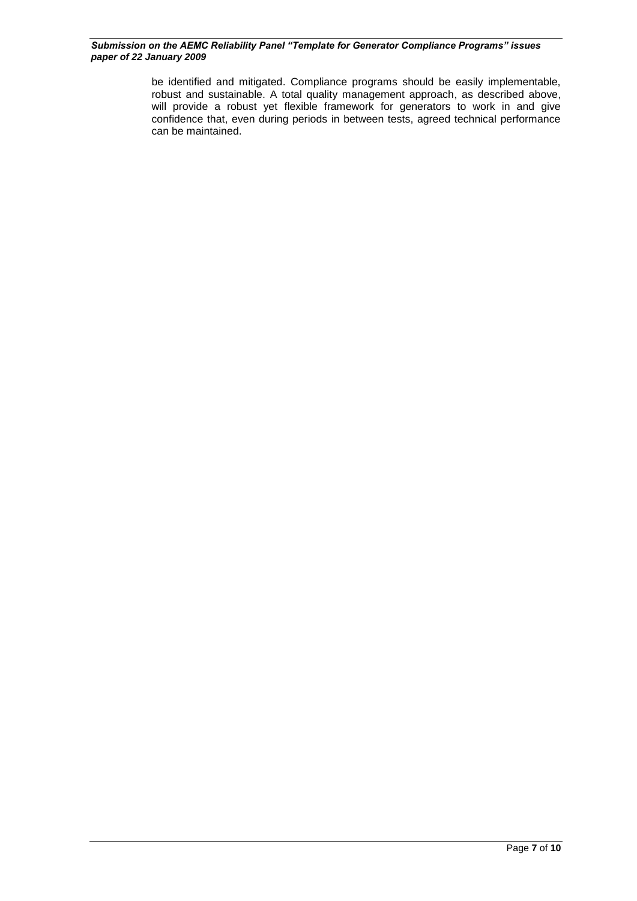be identified and mitigated. Compliance programs should be easily implementable, robust and sustainable. A total quality management approach, as described above, will provide a robust yet flexible framework for generators to work in and give confidence that, even during periods in between tests, agreed technical performance can be maintained.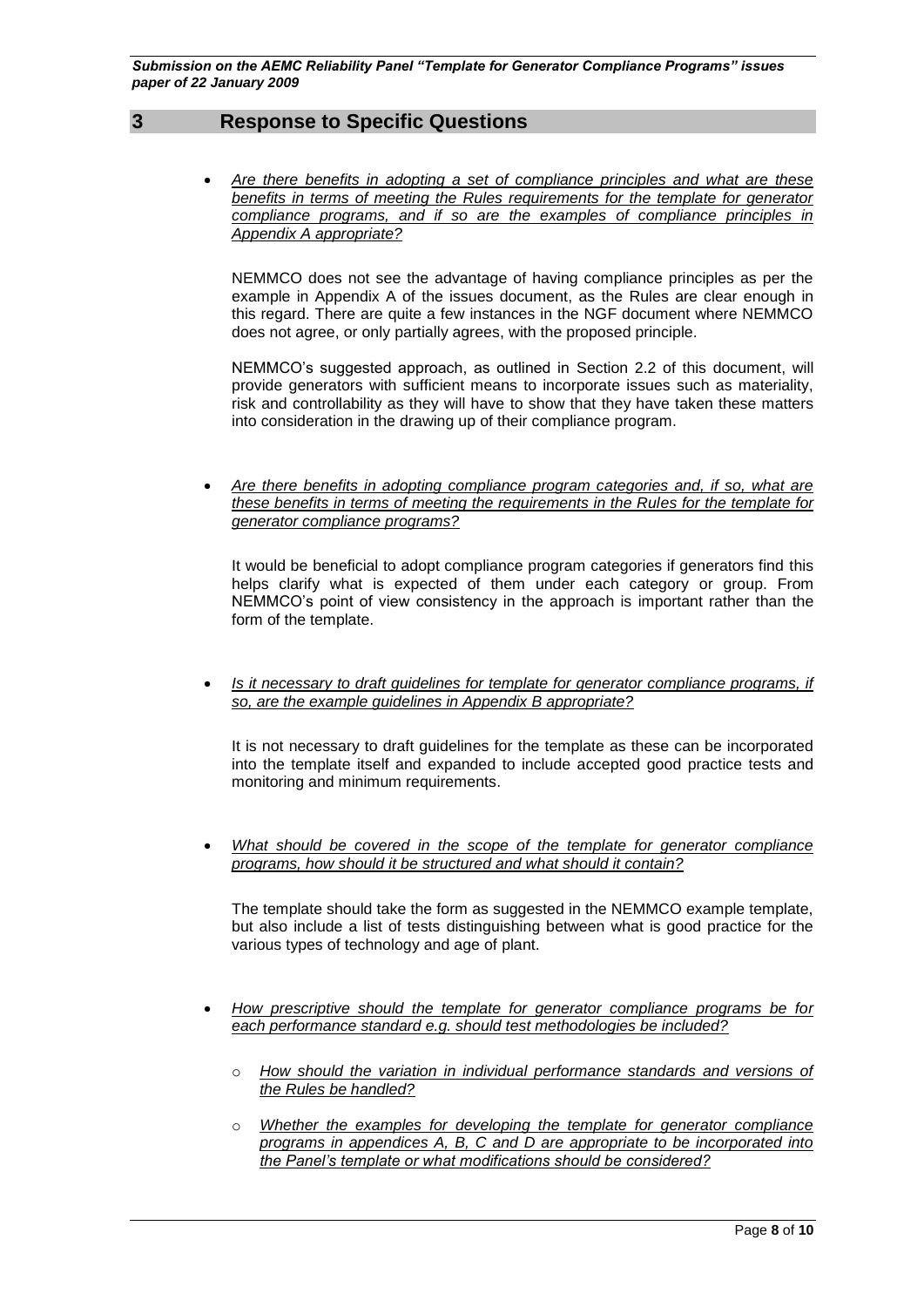## 3 Response to Specific Questions

- *Are there benefits in adopting a set of compliance principles and what are these benefits in terms of meeting the Rules requirements for the template for generator compliance programs, and if so are the examples of compliance principles in Appendix A appropriate?*

  NEMMCO does not see the advantage of having compliance principles as per the example in Appendix A of the issues document, as the Rules are clear enough in this regard. There are quite a few instances in the NGF document where NEMMCO does not agree, or only partially agrees, with the proposed principle.

  NEMMCO's suggested approach, as outlined in Section 2.2 of this document, will provide generators with sufficient means to incorporate issues such as materiality, risk and controllability as they will have to show that they have taken these matters into consideration in the drawing up of their compliance program.

- *Are there benefits in adopting compliance program categories and, if so, what are these benefits in terms of meeting the requirements in the Rules for the template for generator compliance programs?*

  It would be beneficial to adopt compliance program categories if generators find this helps clarify what is expected of them under each category or group. From NEMMCO's point of view consistency in the approach is important rather than the form of the template.

- *Is it necessary to draft guidelines for template for generator compliance programs, if so, are the example guidelines in Appendix B appropriate?*

  It is not necessary to draft guidelines for the template as these can be incorporated into the template itself and expanded to include accepted good practice tests and monitoring and minimum requirements.

- *What should be covered in the scope of the template for generator compliance programs, how should it be structured and what should it contain?*

  The template should take the form as suggested in the NEMMCO example template, but also include a list of tests distinguishing between what is good practice for the various types of technology and age of plant.

- *How prescriptive should the template for generator compliance programs be for each performance standard e.g. should test methodologies be included?*

  - *How should the variation in individual performance standards and versions of the Rules be handled?*
  - *Whether the examples for developing the template for generator compliance programs in appendices A, B, C and D are appropriate to be incorporated into the Panel's template or what modifications should be considered?*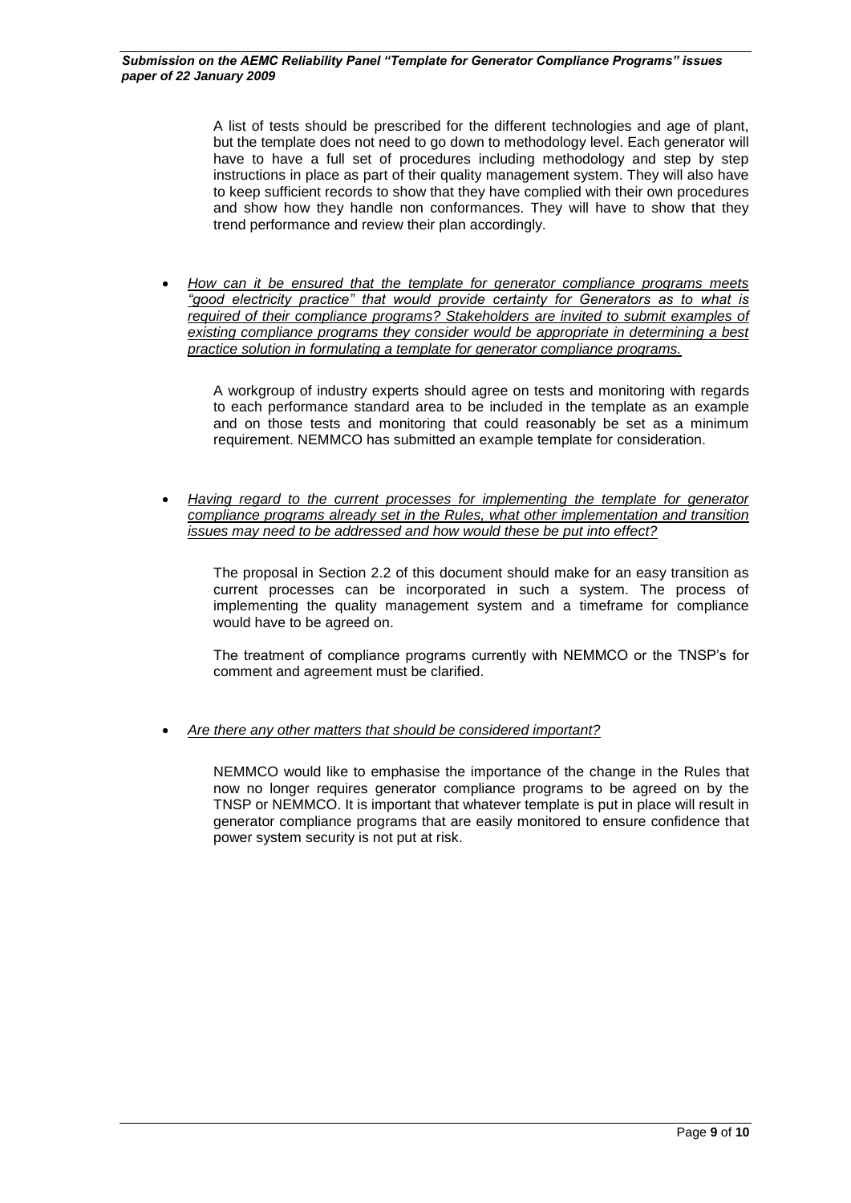A list of tests should be prescribed for the different technologies and age of plant, but the template does not need to go down to methodology level. Each generator will have to have a full set of procedures including methodology and step by step instructions in place as part of their quality management system. They will also have to keep sufficient records to show that they have complied with their own procedures and show how they handle non conformances. They will have to show that they trend performance and review their plan accordingly.

- *How can it be ensured that the template for generator compliance programs meets "good electricity practice" that would provide certainty for Generators as to what is required of their compliance programs? Stakeholders are invited to submit examples of existing compliance programs they consider would be appropriate in determining a best practice solution in formulating a template for generator compliance programs.*

  A workgroup of industry experts should agree on tests and monitoring with regards to each performance standard area to be included in the template as an example and on those tests and monitoring that could reasonably be set as a minimum requirement. NEMMCO has submitted an example template for consideration.

- *Having regard to the current processes for implementing the template for generator compliance programs already set in the Rules, what other implementation and transition issues may need to be addressed and how would these be put into effect?*

  The proposal in Section 2.2 of this document should make for an easy transition as current processes can be incorporated in such a system. The process of implementing the quality management system and a timeframe for compliance would have to be agreed on.

  The treatment of compliance programs currently with NEMMCO or the TNSP's for comment and agreement must be clarified.

- *Are there any other matters that should be considered important?*

  NEMMCO would like to emphasise the importance of the change in the Rules that now no longer requires generator compliance programs to be agreed on by the TNSP or NEMMCO. It is important that whatever template is put in place will result in generator compliance programs that are easily monitored to ensure confidence that power system security is not put at risk.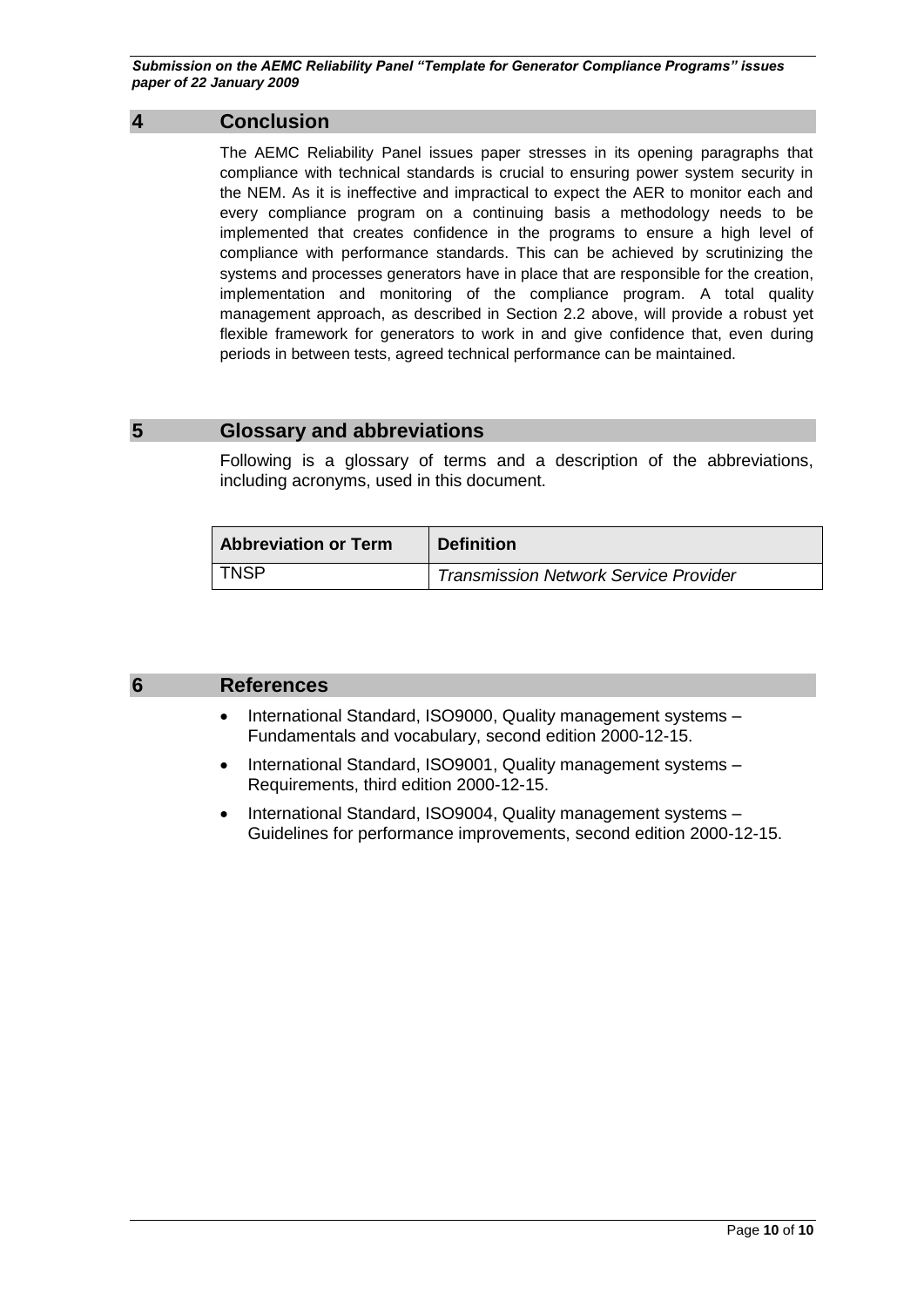## 4 Conclusion

The AEMC Reliability Panel issues paper stresses in its opening paragraphs that compliance with technical standards is crucial to ensuring power system security in the NEM. As it is ineffective and impractical to expect the AER to monitor each and every compliance program on a continuing basis a methodology needs to be implemented that creates confidence in the programs to ensure a high level of compliance with performance standards. This can be achieved by scrutinizing the systems and processes generators have in place that are responsible for the creation, implementation and monitoring of the compliance program. A total quality management approach, as described in Section 2.2 above, will provide a robust yet flexible framework for generators to work in and give confidence that, even during periods in between tests, agreed technical performance can be maintained.

## 5 Glossary and abbreviations

Following is a glossary of terms and a description of the abbreviations, including acronyms, used in this document.

| Abbreviation or Term | Definition |
|---|---|
| TNSP | *Transmission Network Service Provider* |

## 6 References

- International Standard, ISO9000, Quality management systems – Fundamentals and vocabulary, second edition 2000-12-15.
- International Standard, ISO9001, Quality management systems – Requirements, third edition 2000-12-15.
- International Standard, ISO9004, Quality management systems – Guidelines for performance improvements, second edition 2000-12-15.